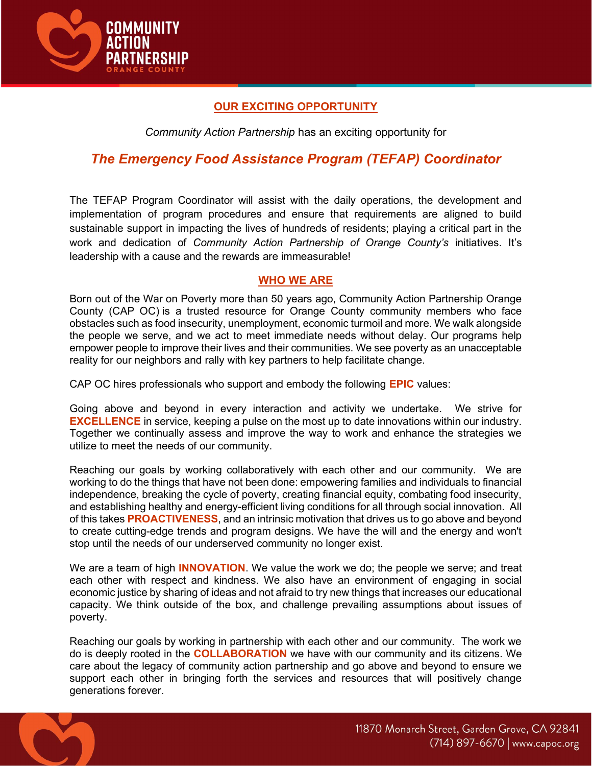## OUR EXCITING OPPORTUNITY

*Community Action Partnership* has an exciting opportunity for

# *The Emergency Food Assistance Program (TEFAP) Coordinator*

The TEFAP Program Coordinator will assist with the daily operations, the development and implementation of program procedures and ensure that requirements are aligned to build sustainable support in impacting the lives of hundreds of residents; playing a critical part in the work and dedication of *Community Action Partnership of Orange County's* initiatives. It's leadership with a cause and the rewards are immeasurable!

## WHO WE ARE

Born out of the War on Poverty more than 50 years ago, Community Action Partnership Orange County (CAP OC) is a trusted resource for Orange County community members who face obstacles such as food insecurity, unemployment, economic turmoil and more. We walk alongside the people we serve, and we act to meet immediate needs without delay. Our programs help empower people to improve their lives and their communities. We see poverty as an unacceptable reality for our neighbors and rally with key partners to help facilitate change.

CAP OC hires professionals who support and embody the following **EPIC** values:

Going above and beyond in every interaction and activity we undertake. We strive for **EXCELLENCE** in service, keeping a pulse on the most up to date innovations within our industry. Together we continually assess and improve the way to work and enhance the strategies we utilize to meet the needs of our community.

Reaching our goals by working collaboratively with each other and our community. We are working to do the things that have not been done: empowering families and individuals to financial independence, breaking the cycle of poverty, creating financial equity, combating food insecurity, and establishing healthy and energy-efficient living conditions for all through social innovation. All of this takes **PROACTIVENESS**, and an intrinsic motivation that drives us to go above and beyond to create cutting-edge trends and program designs. We have the will and the energy and won't stop until the needs of our underserved community no longer exist.

We are a team of high **INNOVATION**. We value the work we do; the people we serve; and treat each other with respect and kindness. We also have an environment of engaging in social economic justice by sharing of ideas and not afraid to try new things that increases our educational capacity. We think outside of the box, and challenge prevailing assumptions about issues of poverty.

Reaching our goals by working in partnership with each other and our community. The work we do is deeply rooted in the **COLLABORATION** we have with our community and its citizens. We care about the legacy of community action partnership and go above and beyond to ensure we support each other in bringing forth the services and resources that will positively change generations forever.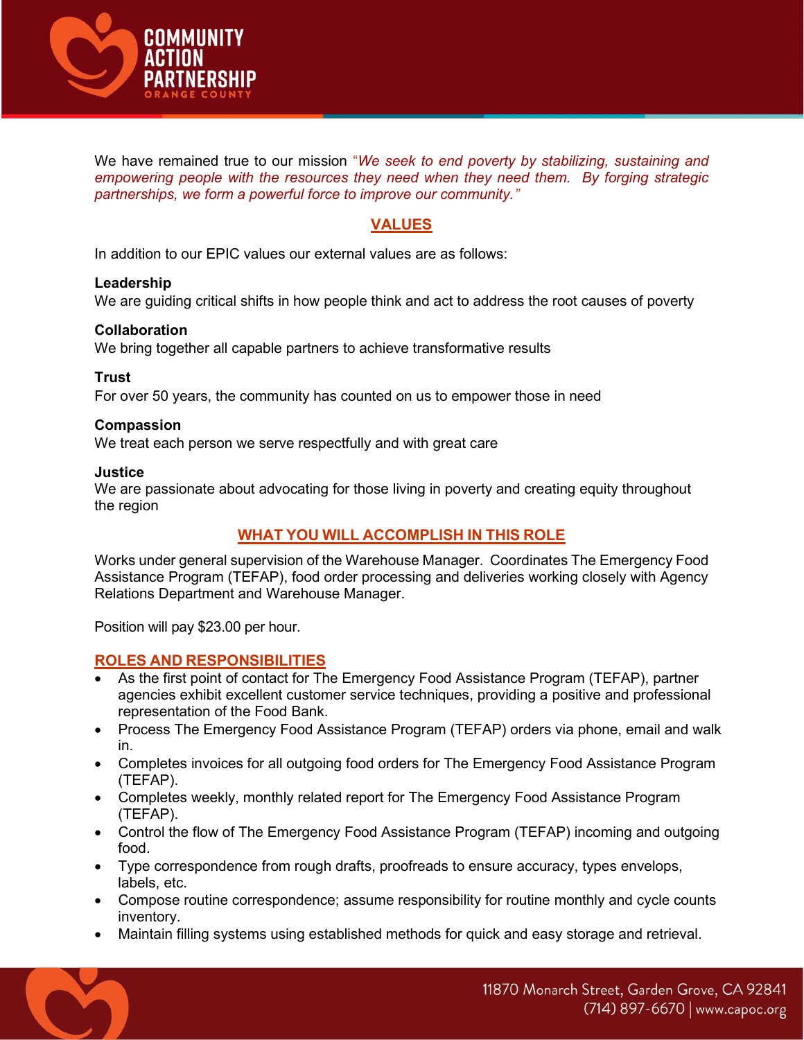We have remained true to our mission *"We seek to end poverty by stabilizing, sustaining and empowering people with the resources they need when they need them. By forging strategic partnerships, we form a powerful force to improve our community."*

## VALUES

In addition to our EPIC values our external values are as follows:

**Leadership**
We are guiding critical shifts in how people think and act to address the root causes of poverty

**Collaboration**
We bring together all capable partners to achieve transformative results

**Trust**
For over 50 years, the community has counted on us to empower those in need

**Compassion**
We treat each person we serve respectfully and with great care

**Justice**
We are passionate about advocating for those living in poverty and creating equity throughout the region

## WHAT YOU WILL ACCOMPLISH IN THIS ROLE

Works under general supervision of the Warehouse Manager. Coordinates The Emergency Food Assistance Program (TEFAP), food order processing and deliveries working closely with Agency Relations Department and Warehouse Manager.

Position will pay $23.00 per hour.

## ROLES AND RESPONSIBILITIES

- As the first point of contact for The Emergency Food Assistance Program (TEFAP), partner agencies exhibit excellent customer service techniques, providing a positive and professional representation of the Food Bank.
- Process The Emergency Food Assistance Program (TEFAP) orders via phone, email and walk in.
- Completes invoices for all outgoing food orders for The Emergency Food Assistance Program (TEFAP).
- Completes weekly, monthly related report for The Emergency Food Assistance Program (TEFAP).
- Control the flow of The Emergency Food Assistance Program (TEFAP) incoming and outgoing food.
- Type correspondence from rough drafts, proofreads to ensure accuracy, types envelops, labels, etc.
- Compose routine correspondence; assume responsibility for routine monthly and cycle counts inventory.
- Maintain filling systems using established methods for quick and easy storage and retrieval.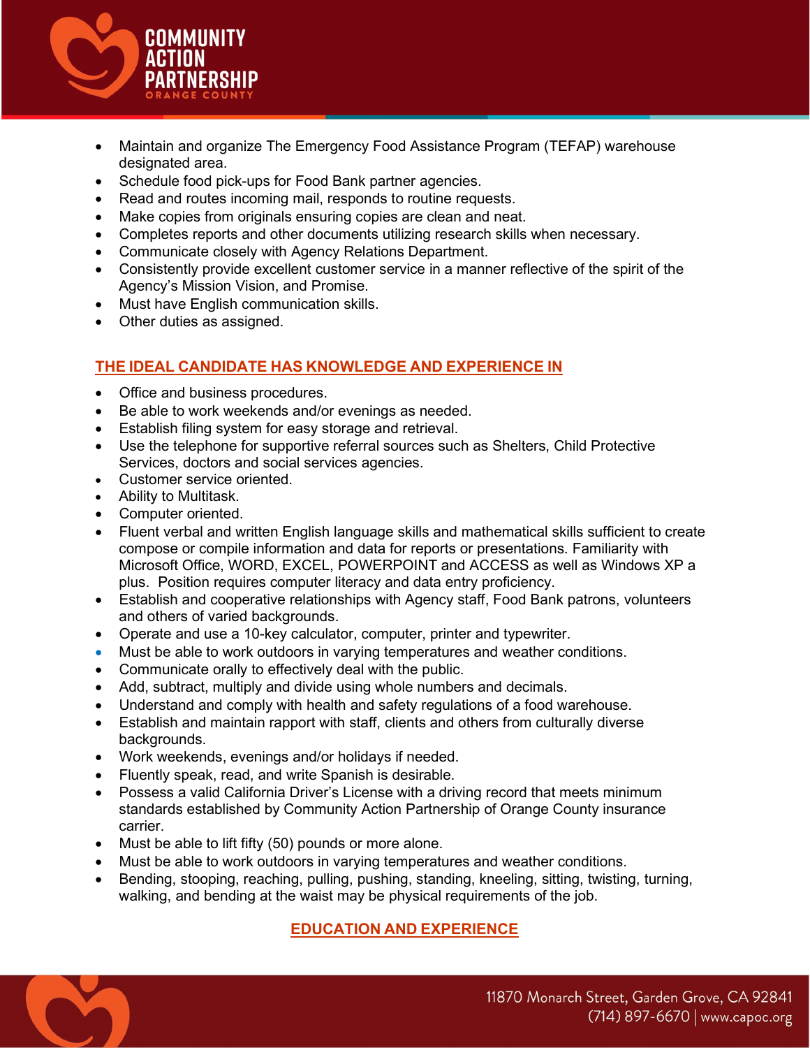- Maintain and organize The Emergency Food Assistance Program (TEFAP) warehouse designated area.
- Schedule food pick-ups for Food Bank partner agencies.
- Read and routes incoming mail, responds to routine requests.
- Make copies from originals ensuring copies are clean and neat.
- Completes reports and other documents utilizing research skills when necessary.
- Communicate closely with Agency Relations Department.
- Consistently provide excellent customer service in a manner reflective of the spirit of the Agency's Mission Vision, and Promise.
- Must have English communication skills.
- Other duties as assigned.

## THE IDEAL CANDIDATE HAS KNOWLEDGE AND EXPERIENCE IN

- Office and business procedures.
- Be able to work weekends and/or evenings as needed.
- Establish filing system for easy storage and retrieval.
- Use the telephone for supportive referral sources such as Shelters, Child Protective Services, doctors and social services agencies.
- Customer service oriented.
- Ability to Multitask.
- Computer oriented.
- Fluent verbal and written English language skills and mathematical skills sufficient to create compose or compile information and data for reports or presentations. Familiarity with Microsoft Office, WORD, EXCEL, POWERPOINT and ACCESS as well as Windows XP a plus. Position requires computer literacy and data entry proficiency.
- Establish and cooperative relationships with Agency staff, Food Bank patrons, volunteers and others of varied backgrounds.
- Operate and use a 10-key calculator, computer, printer and typewriter.
- Must be able to work outdoors in varying temperatures and weather conditions.
- Communicate orally to effectively deal with the public.
- Add, subtract, multiply and divide using whole numbers and decimals.
- Understand and comply with health and safety regulations of a food warehouse.
- Establish and maintain rapport with staff, clients and others from culturally diverse backgrounds.
- Work weekends, evenings and/or holidays if needed.
- Fluently speak, read, and write Spanish is desirable.
- Possess a valid California Driver's License with a driving record that meets minimum standards established by Community Action Partnership of Orange County insurance carrier.
- Must be able to lift fifty (50) pounds or more alone.
- Must be able to work outdoors in varying temperatures and weather conditions.
- Bending, stooping, reaching, pulling, pushing, standing, kneeling, sitting, twisting, turning, walking, and bending at the waist may be physical requirements of the job.

## EDUCATION AND EXPERIENCE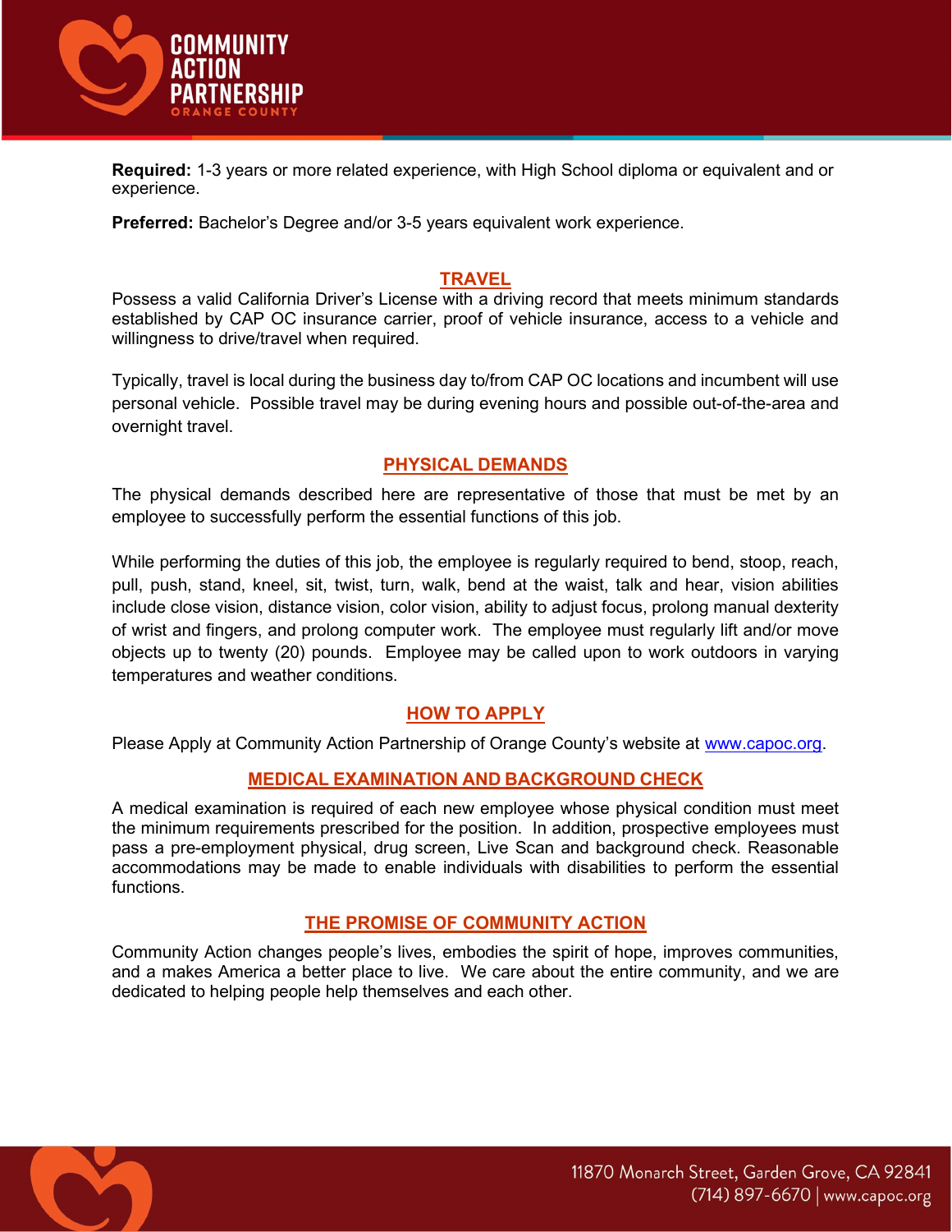**Required:** 1-3 years or more related experience, with High School diploma or equivalent and or experience.

**Preferred:** Bachelor's Degree and/or 3-5 years equivalent work experience.

## TRAVEL

Possess a valid California Driver's License with a driving record that meets minimum standards established by CAP OC insurance carrier, proof of vehicle insurance, access to a vehicle and willingness to drive/travel when required.

Typically, travel is local during the business day to/from CAP OC locations and incumbent will use personal vehicle. Possible travel may be during evening hours and possible out-of-the-area and overnight travel.

## PHYSICAL DEMANDS

The physical demands described here are representative of those that must be met by an employee to successfully perform the essential functions of this job.

While performing the duties of this job, the employee is regularly required to bend, stoop, reach, pull, push, stand, kneel, sit, twist, turn, walk, bend at the waist, talk and hear, vision abilities include close vision, distance vision, color vision, ability to adjust focus, prolong manual dexterity of wrist and fingers, and prolong computer work. The employee must regularly lift and/or move objects up to twenty (20) pounds. Employee may be called upon to work outdoors in varying temperatures and weather conditions.

## HOW TO APPLY

Please Apply at Community Action Partnership of Orange County's website at www.capoc.org.

## MEDICAL EXAMINATION AND BACKGROUND CHECK

A medical examination is required of each new employee whose physical condition must meet the minimum requirements prescribed for the position. In addition, prospective employees must pass a pre-employment physical, drug screen, Live Scan and background check. Reasonable accommodations may be made to enable individuals with disabilities to perform the essential functions.

## THE PROMISE OF COMMUNITY ACTION

Community Action changes people's lives, embodies the spirit of hope, improves communities, and a makes America a better place to live. We care about the entire community, and we are dedicated to helping people help themselves and each other.